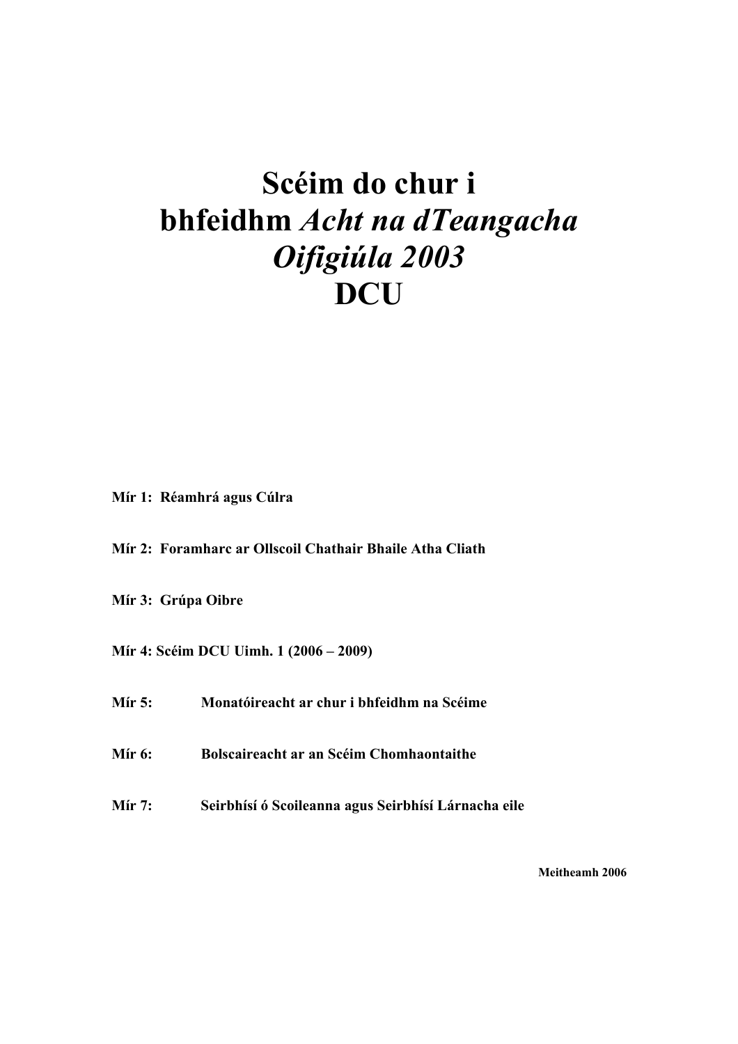# Scéim do chur i bhfeidhm *Acht na dTeangacha Oifigiúla 2003* DCU

**Mír 1: Réamhrá agus Cúlra**

**Mír 2: Foramharc ar Ollscoil Chathair Bhaile Atha Cliath**

**Mír 3: Grúpa Oibre**

**Mír 4: Scéim DCU Uimh. 1 (2006 – 2009)**

**Mír 5: Monatóireacht ar chur i bhfeidhm na Scéime**

**Mír 6: Bolscaireacht ar an Scéim Chomhaontaithe**

**Mír 7: Seirbhísí ó Scoileanna agus Seirbhísí Lárnacha eile**

**Meitheamh 2006**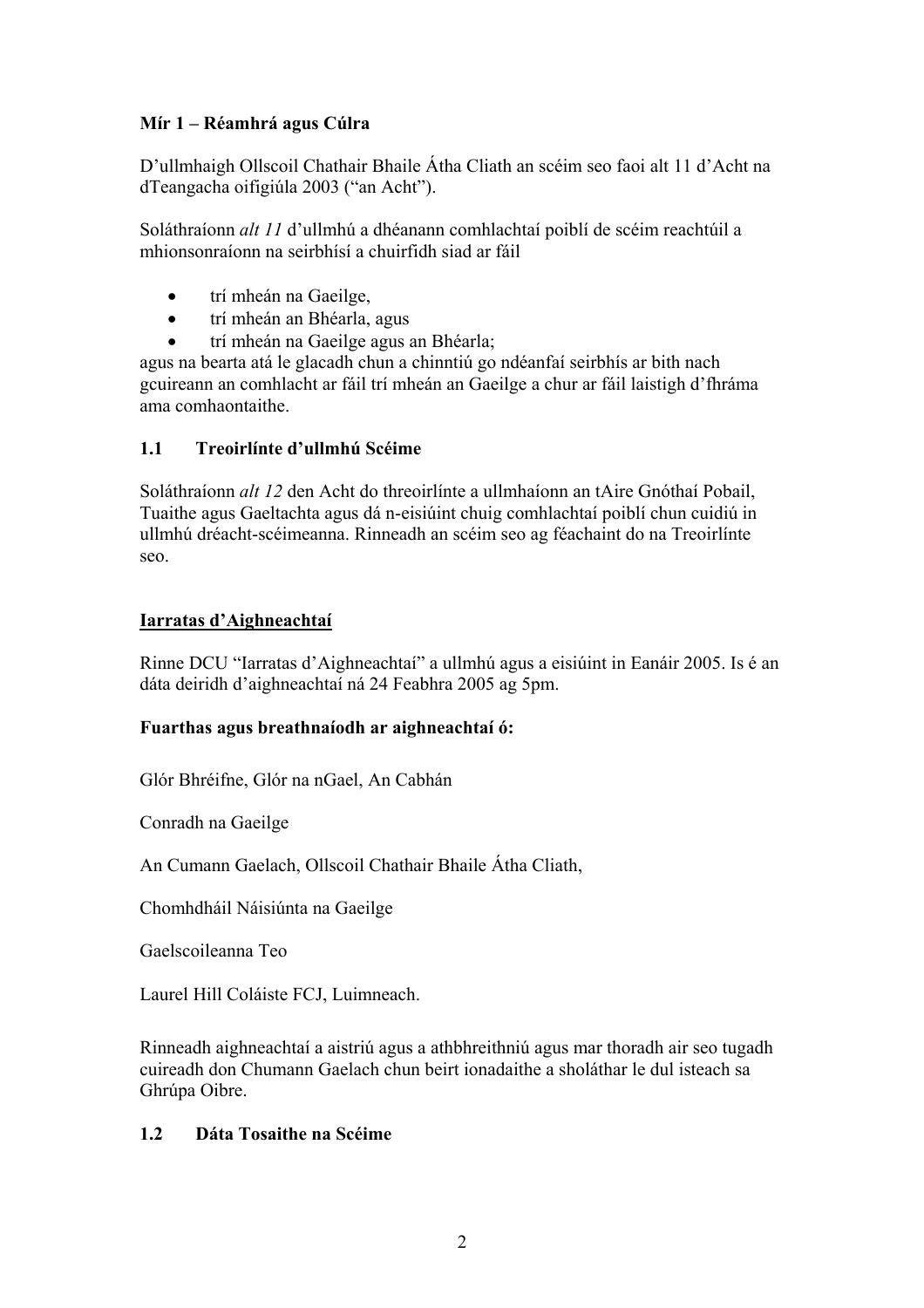## Mír 1 – Réamhrá agus Cúlra

D'ullmhaigh Ollscoil Chathair Bhaile Átha Cliath an scéim seo faoi alt 11 d'Acht na dTeangacha oifigiúla 2003 ("an Acht").

Soláthraíonn *alt 11* d'ullmhú a dhéanann comhlachtaí poiblí de scéim reachtúil a mhionsonraíonn na seirbhísí a chuirfidh siad ar fáil

- trí mheán na Gaeilge,
- trí mheán an Bhéarla, agus
- trí mheán na Gaeilge agus an Bhéarla;

agus na bearta atá le glacadh chun a chinntiú go ndéanfaí seirbhís ar bith nach gcuireann an comhlacht ar fáil trí mheán an Gaeilge a chur ar fáil laistigh d'fhráma ama comhaontaithe.

### 1.1 Treoirlínte d'ullmhú Scéime

Soláthraíonn *alt 12* den Acht do threoirlínte a ullmhaíonn an tAire Gnóthaí Pobail, Tuaithe agus Gaeltachta agus dá n-eisiúint chuig comhlachtaí poiblí chun cuidiú in ullmhú dréacht-scéimeanna. Rinneadh an scéim seo ag féachaint do na Treoirlínte seo.

**Iarratas d'Aighneachtaí**

Rinne DCU "Iarratas d'Aighneachtaí" a ullmhú agus a eisiúint in Eanáir 2005. Is é an dáta deiridh d'aighneachtaí ná 24 Feabhra 2005 ag 5pm.

**Fuarthas agus breathnaíodh ar aighneachtaí ó:**

Glór Bhréifne, Glór na nGael, An Cabhán

Conradh na Gaeilge

An Cumann Gaelach, Ollscoil Chathair Bhaile Átha Cliath,

Chomhdháil Náisiúnta na Gaeilge

Gaelscoileanna Teo

Laurel Hill Coláiste FCJ, Luimneach.

Rinneadh aighneachtaí a aistriú agus a athbhreithniú agus mar thoradh air seo tugadh cuireadh don Chumann Gaelach chun beirt ionadaithe a sholáthar le dul isteach sa Ghrúpa Oibre.

### 1.2 Dáta Tosaithe na Scéime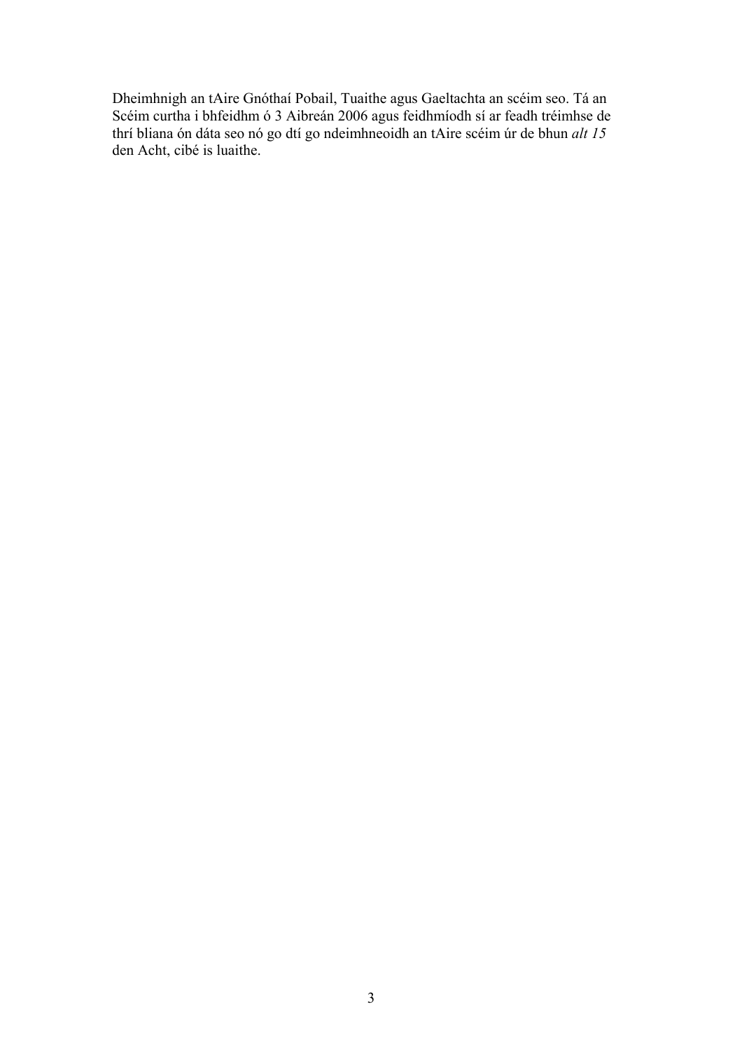Dheimhnigh an tAire Gnóthaí Pobail, Tuaithe agus Gaeltachta an scéim seo. Tá an Scéim curtha i bhfeidhm ó 3 Aibreán 2006 agus feidhmíodh sí ar feadh tréimhse de thrí bliana ón dáta seo nó go dtí go ndeimhneoidh an tAire scéim úr de bhun *alt 15* den Acht, cibé is luaithe.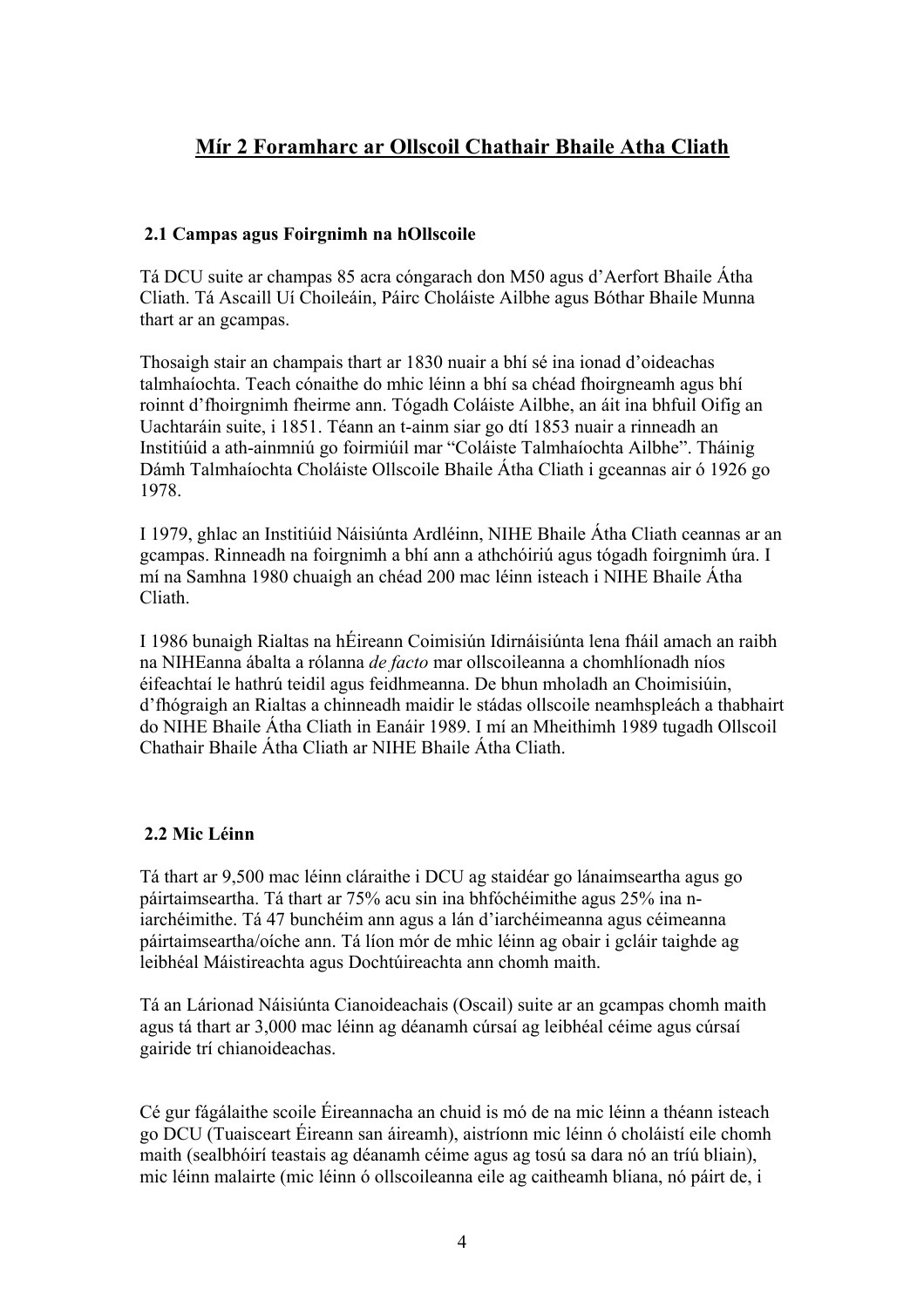## Mír 2 Foramharc ar Ollscoil Chathair Bhaile Atha Cliath

### 2.1 Campas agus Foirgnimh na hOllscoile

Tá DCU suite ar champas 85 acra cóngarach don M50 agus d'Aerfort Bhaile Átha Cliath. Tá Ascaill Uí Choileáin, Páirc Choláiste Ailbhe agus Bóthar Bhaile Munna thart ar an gcampas.

Thosaigh stair an champais thart ar 1830 nuair a bhí sé ina ionad d'oideachas talmhaíochta. Teach cónaithe do mhic léinn a bhí sa chéad fhoirgneamh agus bhí roinnt d'fhoirgnimh fheirme ann. Tógadh Coláiste Ailbhe, an áit ina bhfuil Oifig an Uachtaráin suite, i 1851. Téann an t-ainm siar go dtí 1853 nuair a rinneadh an Institiúid a ath-ainmniú go foirmiúil mar "Coláiste Talmhaíochta Ailbhe". Tháinig Dámh Talmhaíochta Choláiste Ollscoile Bhaile Átha Cliath i gceannas air ó 1926 go 1978.

I 1979, ghlac an Institiúid Náisiúnta Ardléinn, NIHE Bhaile Átha Cliath ceannas ar an gcampas. Rinneadh na foirgnimh a bhí ann a athchóiriú agus tógadh foirgnimh úra. I mí na Samhna 1980 chuaigh an chéad 200 mac léinn isteach i NIHE Bhaile Átha Cliath.

I 1986 bunaigh Rialtas na hÉireann Coimisiún Idirnáisiúnta lena fháil amach an raibh na NIHEanna ábalta a rólanna *de facto* mar ollscoileanna a chomhlíonadh níos éifeachtaí le hathrú teidil agus feidhmeanna. De bhun mholadh an Choimisiúin, d'fhógraigh an Rialtas a chinneadh maidir le stádas ollscoile neamhspleách a thabhairt do NIHE Bhaile Átha Cliath in Eanáir 1989. I mí an Mheithimh 1989 tugadh Ollscoil Chathair Bhaile Átha Cliath ar NIHE Bhaile Átha Cliath.

### 2.2 Mic Léinn

Tá thart ar 9,500 mac léinn cláraithe i DCU ag staidéar go lánaimseartha agus go páirtaimseartha. Tá thart ar 75% acu sin ina bhfochéimithe agus 25% ina n-iarchéimithe. Tá 47 bunchéim ann agus a lán d'iarchéimeanna agus céimeanna páirtaimseartha/oíche ann. Tá líon mór de mhic léinn ag obair i gcláir taighde ag leibhéal Máistireachta agus Dochtúireachta ann chomh maith.

Tá an Lárionad Náisiúnta Cianoideachais (Oscail) suite ar an gcampas chomh maith agus tá thart ar 3,000 mac léinn ag déanamh cúrsaí ag leibhéal céime agus cúrsaí gairide trí chianoideachas.

Cé gur fágálaithe scoile Éireannacha an chuid is mó de na mic léinn a théann isteach go DCU (Tuaisceart Éireann san áireamh), aistríonn mic léinn ó choláistí eile chomh maith (sealbhóirí teastais ag déanamh céime agus ag tosú sa dara nó an tríú bliain), mic léinn malairte (mic léinn ó ollscoileanna eile ag caitheamh bliana, nó páirt de, i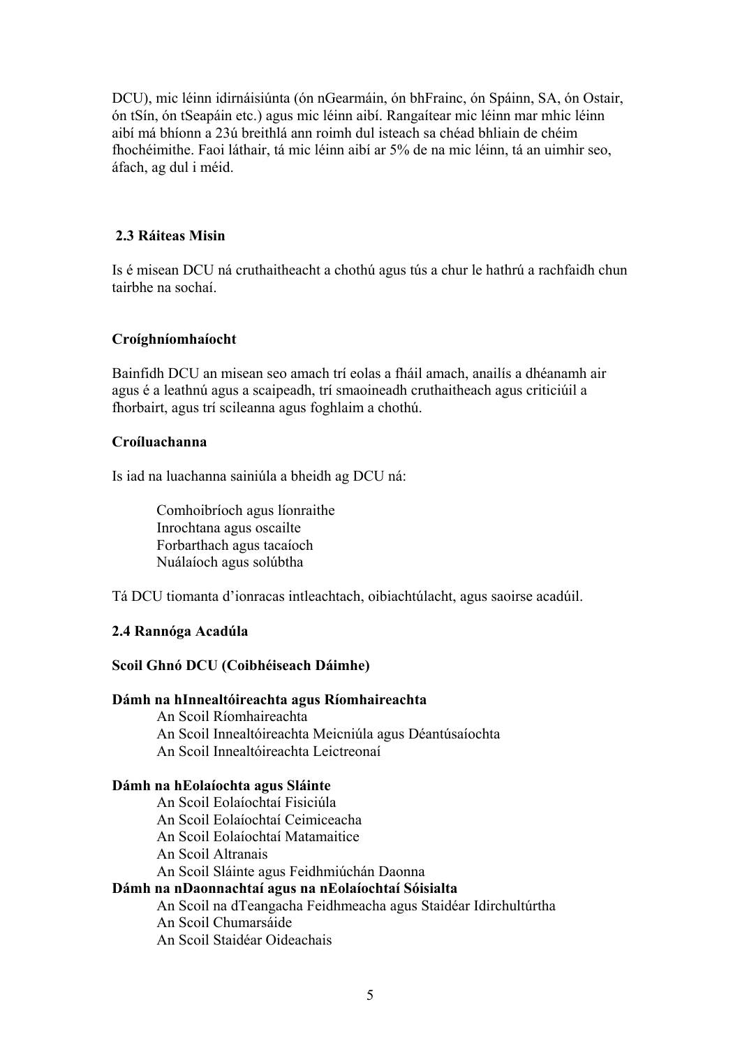DCU), mic léinn idirnáisiúnta (ón nGearmáin, ón bhFrainc, ón Spáinn, SA, ón Ostair, ón tSín, ón tSeapáin etc.) agus mic léinn aibí. Rangaítear mic léinn mar mhic léinn aibí má bhíonn a 23ú breithlá ann roimh dul isteach sa chéad bhliain de chéim fhochéimithe. Faoi láthair, tá mic léinn aibí ar 5% de na mic léinn, tá an uimhir seo, áfach, ag dul i méid.

### 2.3 Ráiteas Misin

Is é misean DCU ná cruthaitheacht a chothú agus tús a chur le hathrú a rachfaidh chun tairbhe na sochaí.

**Croíghníomhaíocht**

Bainfidh DCU an misean seo amach trí eolas a fháil amach, anailís a dhéanamh air agus é a leathnú agus a scaipeadh, trí smaoineadh cruthaitheach agus criticiúil a fhorbairt, agus trí scileanna agus foghlaim a chothú.

**Croíluachanna**

Is iad na luachanna sainiúla a bheidh ag DCU ná:

- Comhoibríoch agus líonraithe
- Inrochtana agus oscailte
- Forbarthach agus tacaíoch
- Nuálaíoch agus solúbtha

Tá DCU tiomanta d'ionracas intleachtach, oibiachtúlacht, agus saoirse acadúil.

### 2.4 Rannóga Acadúla

**Scoil Ghnó DCU (Coibhéiseach Dáimhe)**

**Dámh na hInnealtóireachta agus Ríomhaireachta**

- An Scoil Ríomhaireachta
- An Scoil Innealtóireachta Meicniúla agus Déantúsaíochta
- An Scoil Innealtóireachta Leictreonaí

**Dámh na hEolaíochta agus Sláinte**

- An Scoil Eolaíochtaí Fisiciúla
- An Scoil Eolaíochtaí Ceimiceacha
- An Scoil Eolaíochtaí Matamaitice
- An Scoil Altranais
- An Scoil Sláinte agus Feidhmiúchán Daonna

**Dámh na nDaonnachtaí agus na nEolaíochtaí Sóisialta**

- An Scoil na dTeangacha Feidhmeacha agus Staidéar Idirchultúrtha
- An Scoil Chumarsáide
- An Scoil Staidéar Oideachais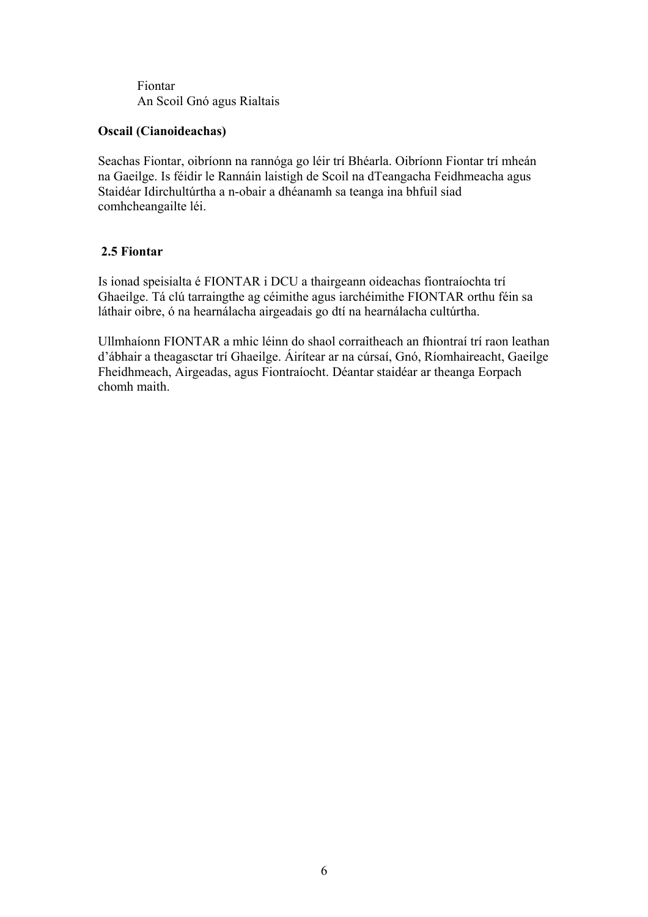Fiontar
An Scoil Gnó agus Rialtais

**Oscail (Cianoideachas)**

Seachas Fiontar, oibríonn na rannóga go léir trí Bhéarla. Oibríonn Fiontar trí mheán na Gaeilge. Is féidir le Rannáin laistigh de Scoil na dTeangacha Feidhmeacha agus Staidéar Idirchultúrtha a n-obair a dhéanamh sa teanga ina bhfuil siad comhcheangailte léi.

### 2.5 Fiontar

Is ionad speisialta é FIONTAR i DCU a thairgeann oideachas fiontraíochta trí Ghaeilge. Tá clú tarraingthe ag céimithe agus iarchéimithe FIONTAR orthu féin sa láthair oibre, ó na hearnálacha airgeadais go dtí na hearnálacha cultúrtha.

Ullmhaíonn FIONTAR a mhic léinn do shaol corraitheach an fhiontraí trí raon leathan d'ábhair a theagasctar trí Ghaeilge. Áirítear ar na cúrsaí, Gnó, Ríomhaireacht, Gaeilge Fheidhmeach, Airgeadas, agus Fiontraíocht. Déantar staidéar ar theanga Eorpach chomh maith.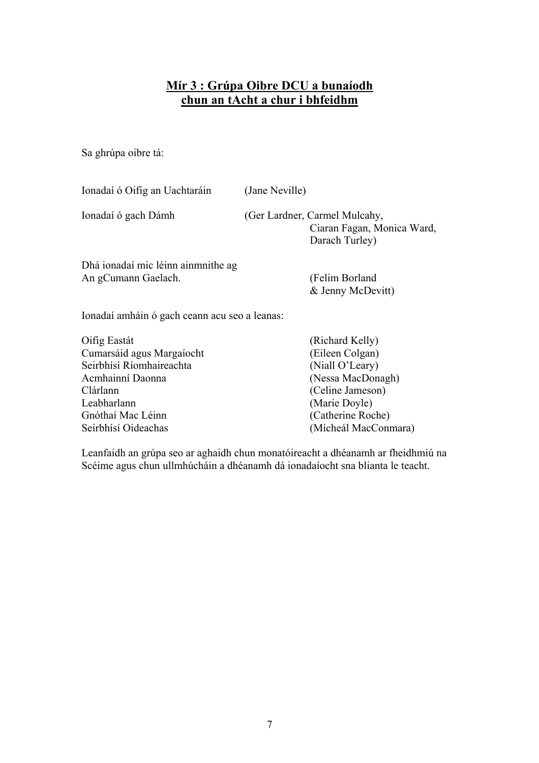## Mír 3 : Grúpa Oibre DCU a bunaíodh chun an tAcht a chur i bhfeidhm

Sa ghrúpa oibre tá:

| | |
|---|---|
| Ionadaí ó Oifig an Uachtaráin | (Jane Neville) |
| Ionadaí ó gach Dámh | (Ger Lardner, Carmel Mulcahy, Ciaran Fagan, Monica Ward, Darach Turley) |
| Dhá ionadaí mic léinn ainmnithe ag An gCumann Gaelach. | (Felim Borland & Jenny McDevitt) |

Ionadaí amháin ó gach ceann acu seo a leanas:

| | |
|---|---|
| Oifig Eastát | (Richard Kelly) |
| Cumarsáid agus Margaíocht | (Eileen Colgan) |
| Seirbhísí Ríomhaireachta | (Niall O'Leary) |
| Acmhainní Daonna | (Nessa MacDonagh) |
| Clárlann | (Celine Jameson) |
| Leabharlann | (Marie Doyle) |
| Gnóthaí Mac Léinn | (Catherine Roche) |
| Seirbhísí Oideachas | (Mícheál MacConmara) |

Leanfaidh an grúpa seo ar aghaidh chun monatóireacht a dhéanamh ar fheidhmiú na Scéime agus chun ullmhúcháin a dhéanamh dá ionadaíocht sna blianta le teacht.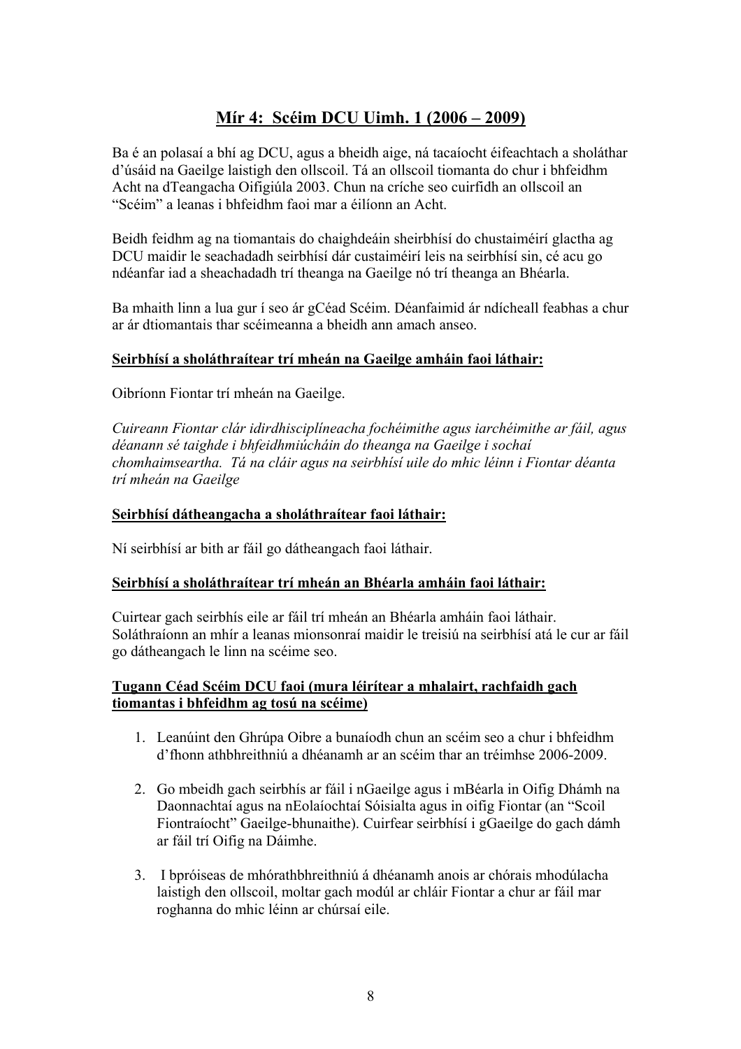## Mír 4: Scéim DCU Uimh. 1 (2006 – 2009)

Ba é an polasaí a bhí ag DCU, agus a bheidh aige, ná tacaíocht éifeachtach a sholáthar d'úsáid na Gaeilge laistigh den ollscoil. Tá an ollscoil tiomanta do chur i bhfeidhm Acht na dTeangacha Oifigiúla 2003. Chun na críche seo cuirfidh an ollscoil an "Scéim" a leanas i bhfeidhm faoi mar a éilíonn an Acht.

Beidh feidhm ag na tiomantais do chaighdeáin sheirbhísí do chustaiméirí glactha ag DCU maidir le seachadadh seirbhísí dár custaiméirí leis na seirbhísí sin, cé acu go ndéanfar iad a sheachadadh trí theanga na Gaeilge nó trí theanga an Bhéarla.

Ba mhaith linn a lua gur í seo ár gCéad Scéim. Déanfaimid ár ndícheall feabhas a chur ar ár dtiomantais thar scéimeanna a bheidh ann amach anseo.

**Seirbhísí a sholáthraítear trí mheán na Gaeilge amháin faoi láthair:**

Oibríonn Fiontar trí mheán na Gaeilge.

*Cuireann Fiontar clár idirdhisciplíneacha fochéimithe agus iarchéimithe ar fáil, agus déanann sé taighde i bhfeidhmiúcháin do theanga na Gaeilge i sochaí chomhaimseartha. Tá na cláir agus na seirbhísí uile do mhic léinn i Fiontar déanta trí mheán na Gaeilge*

**Seirbhísí dátheangacha a sholáthraítear faoi láthair:**

Ní seirbhísí ar bith ar fáil go dátheangach faoi láthair.

**Seirbhísí a sholáthraítear trí mheán an Bhéarla amháin faoi láthair:**

Cuirtear gach seirbhís eile ar fáil trí mheán an Bhéarla amháin faoi láthair. Soláthraíonn an mhír a leanas mionsonraí maidir le treisiú na seirbhísí atá le cur ar fáil go dátheangach le linn na scéime seo.

**Tugann Céad Scéim DCU faoi (mura léirítear a mhalairt, rachfaidh gach tiomantas i bhfeidhm ag tosú na scéime)**

1. Leanúint den Ghrúpa Oibre a bunaíodh chun an scéim seo a chur i bhfeidhm d'fhonn athbhreithniú a dhéanamh ar an scéim thar an tréimhse 2006-2009.
2. Go mbeidh gach seirbhís ar fáil i nGaeilge agus i mBéarla in Oifig Dhámh na Daonnachtaí agus na nEolaíochtaí Sóisialta agus in oifig Fiontar (an "Scoil Fiontraíocht" Gaeilge-bhunaithe). Cuirfear seirbhísí i gGaeilge do gach dámh ar fáil trí Oifig na Dáimhe.
3. I bpróiseas de mhórathbhreithniú á dhéanamh anois ar chórais mhodúlacha laistigh den ollscoil, moltar gach modúl ar chláir Fiontar a chur ar fáil mar roghanna do mhic léinn ar chúrsaí eile.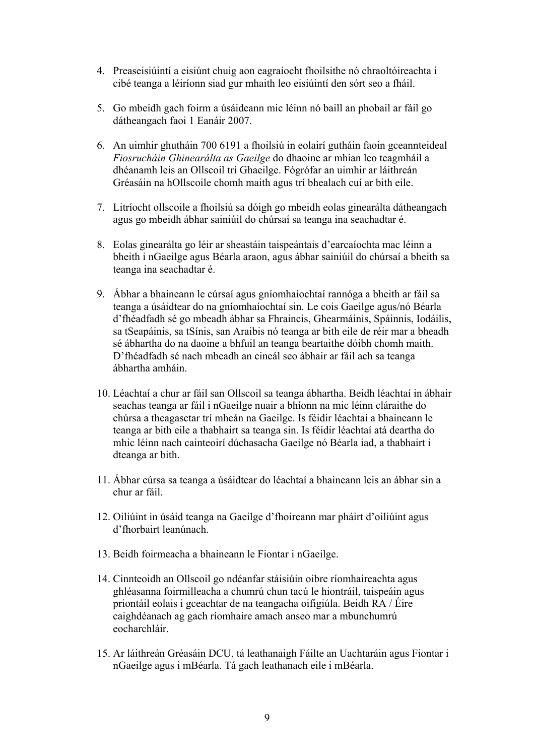4. Preaseisiúintí a eisiúnt chuig aon eagraíocht fhoilsithe nó chraoltóireachta i cibé teanga a léiríonn siad gur mhaith leo eisiúintí den sórt seo a fháil.

5. Go mbeidh gach foirm a úsáideann mic léinn nó baill an phobail ar fáil go dátheangach faoi 1 Eanáir 2007.

6. An uimhir ghutháin 700 6191 a fhoilsiú in eolairí gutháin faoin gceannteideal *Fiosrucháin Ghinearálta as Gaeilge* do dhaoine ar mhian leo teagmháil a dhéanamh leis an Ollscoil trí Ghaeilge. Fógrófar an uimhir ar láithreán Gréasáin na hOllscoile chomh maith agus trí bhealach cuí ar bith eile.

7. Litríocht ollscoile a fhoilsiú sa dóigh go mbeidh eolas ginearálta dátheangach agus go mbeidh ábhar sainiúil do chúrsaí sa teanga ina seachadtar é.

8. Eolas ginearálta go léir ar sheastáin taispeántais d'earcaíochta mac léinn a bheith i nGaeilge agus Béarla araon, agus ábhar sainiúil do chúrsaí a bheith sa teanga ina seachadtar é.

9. Ábhar a bhaineann le cúrsaí agus gníomhaíochtaí rannóga a bheith ar fáil sa teanga a úsáidtear do na gníomhaíochtaí sin. Le cois Gaeilge agus/nó Béarla d'fhéadfadh sé go mbeadh ábhar sa Fhraincis, Ghearmáinis, Spáinnis, Iodáilis, sa tSeapáinis, sa tSínis, san Araibis nó teanga ar bith eile de réir mar a bheadh sé ábhartha do na daoine a bhfuil an teanga beartaithe dóibh chomh maith. D'fhéadfadh sé nach mbeadh an cineál seo ábhair ar fáil ach sa teanga ábhartha amháin.

10. Léachtaí a chur ar fáil san Ollscoil sa teanga ábhartha. Beidh léachtaí in ábhair seachas teanga ar fáil i nGaeilge nuair a bhíonn na mic léinn cláraithe do chúrsa a theagasctar trí mheán na Gaeilge. Is féidir léachtaí a bhaineann le teanga ar bith eile a thabhairt sa teanga sin. Is féidir léachtaí atá deartha do mhic léinn nach cainteoirí dúchasacha Gaeilge nó Béarla iad, a thabhairt i dteanga ar bith.

11. Ábhar cúrsa sa teanga a úsáidtear do léachtaí a bhaineann leis an ábhar sin a chur ar fáil.

12. Oiliúint in úsáid teanga na Gaeilge d'fhoireann mar pháirt d'oiliúint agus d'fhorbairt leanúnach.

13. Beidh foirmeacha a bhaineann le Fiontar i nGaeilge.

14. Cinnteoidh an Ollscoil go ndéanfar stáisiúin oibre ríomhaireachta agus ghléasanna foirmilleacha a chumrú chun tacú le hiontráil, taispeáin agus priontáil eolais i gceachtar de na teangacha oifigiúla. Beidh RA / Éire caighdéanach ag gach ríomhaire amach anseo mar a mbunchumrú eocharchláir.

15. Ar láithreán Gréasáin DCU, tá leathanaigh Fáilte an Uachtaráin agus Fiontar i nGaeilge agus i mBéarla. Tá gach leathanach eile i mBéarla.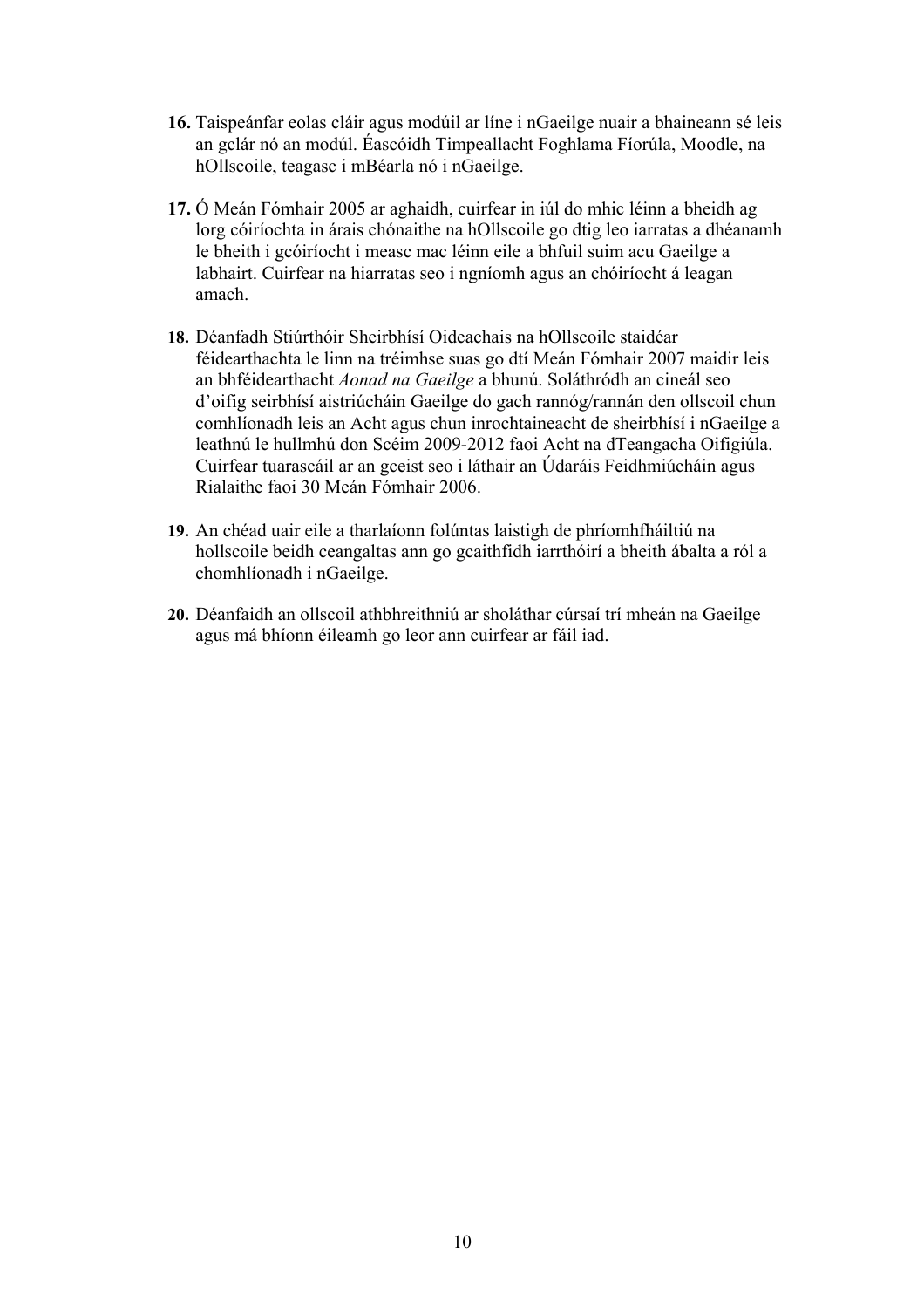**16.** Taispeánfar eolas cláir agus modúil ar líne i nGaeilge nuair a bhaineann sé leis an gclár nó an modúl. Éascóidh Timpeallacht Foghlama Fíorúla, Moodle, na hOllscoile, teagasc i mBéarla nó i nGaeilge.

**17.** Ó Meán Fómhair 2005 ar aghaidh, cuirfear in iúl do mhic léinn a bheidh ag lorg cóiríochta in árais chónaithe na hOllscoile go dtig leo iarratas a dhéanamh le bheith i gcóiríocht i measc mac léinn eile a bhfuil suim acu Gaeilge a labhairt. Cuirfear na hiarratas seo i ngníomh agus an chóiríocht á leagan amach.

**18.** Déanfadh Stiúrthóir Sheirbhísí Oideachais na hOllscoile staidéar féidearthachta le linn na tréimhse suas go dtí Meán Fómhair 2007 maidir leis an bhféidearthacht *Aonad na Gaeilge* a bhunú. Soláthródh an cineál seo d'oifig seirbhísí aistriúcháin Gaeilge do gach rannóg/rannán den ollscoil chun comhlíonadh leis an Acht agus chun inrochtaineacht de sheirbhísí i nGaeilge a leathnú le hullmhú don Scéim 2009-2012 faoi Acht na dTeangacha Oifigiúla. Cuirfear tuarascáil ar an gceist seo i láthair an Údaráis Feidhmiúcháin agus Rialaithe faoi 30 Meán Fómhair 2006.

**19.** An chéad uair eile a tharlaíonn folúntas laistigh de phríomhfháiltiú na hollscoile beidh ceangaltas ann go gcaithfidh iarrthóirí a bheith ábalta a ról a chomhlíonadh i nGaeilge.

**20.** Déanfaidh an ollscoil athbhreithniú ar sholáthar cúrsaí trí mheán na Gaeilge agus má bhíonn éileamh go leor ann cuirfear ar fáil iad.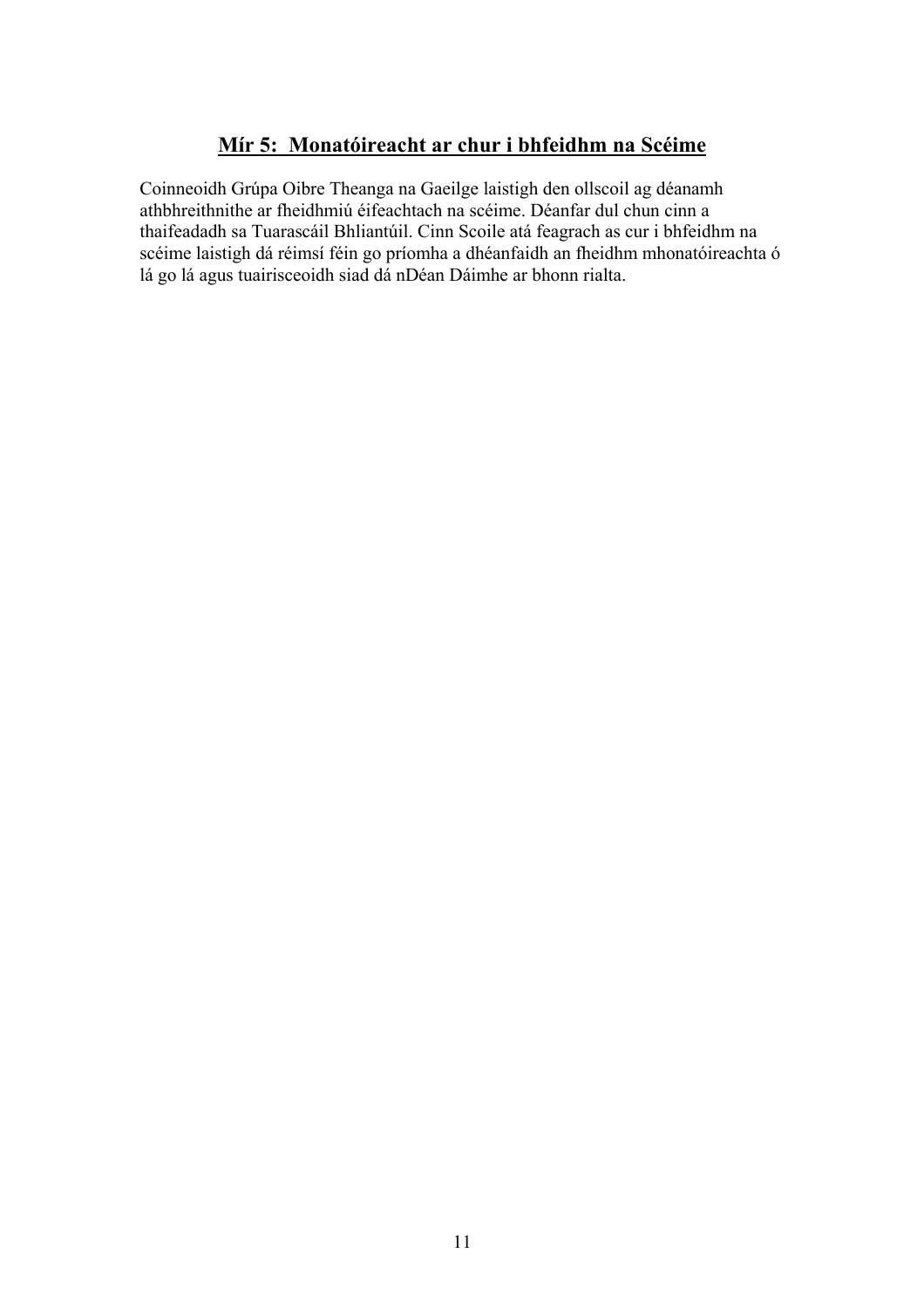## Mír 5:  Monatóireacht ar chur i bhfeidhm na Scéime

Coinneoidh Grúpa Oibre Theanga na Gaeilge laistigh den ollscoil ag déanamh athbhreithnithe ar fheidhmiú éifeachtach na scéime. Déanfar dul chun cinn a thaifeadadh sa Tuarascáil Bhliantúil. Cinn Scoile atá feagrach as cur i bhfeidhm na scéime laistigh dá réimsí féin go príomha a dhéanfaidh an fheidhm mhonatóireachta ó lá go lá agus tuairisceoidh siad dá nDéan Dáimhe ar bhonn rialta.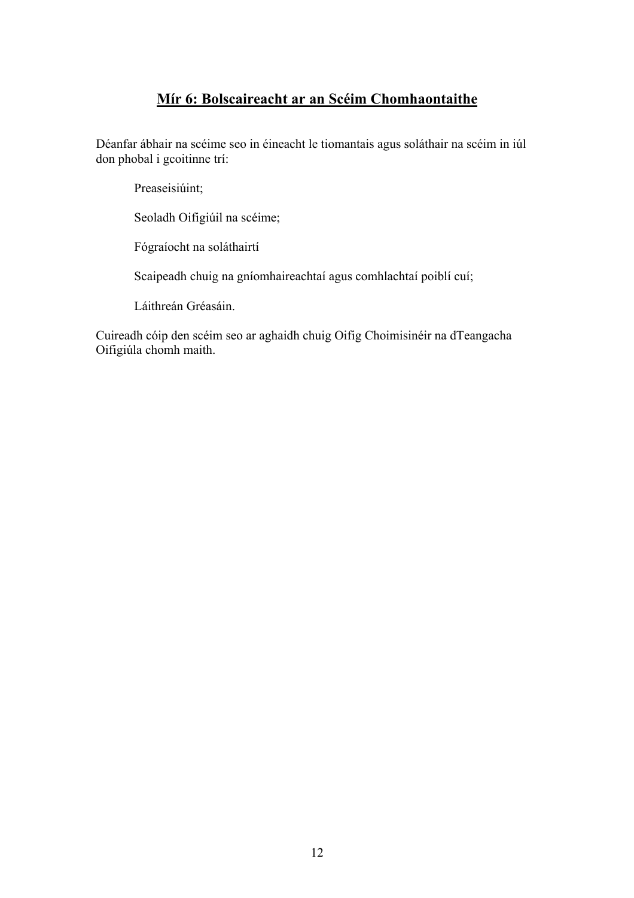## Mír 6: Bolscaireacht ar an Scéim Chomhaontaithe

Déanfar ábhair na scéime seo in éineacht le tiomantais agus soláthair na scéim in iúl don phobal i gcoitinne trí:

Preaseisiúint;

Seoladh Oifigiúil na scéime;

Fógraíocht na soláthairtí

Scaipeadh chuig na gníomhaireachtaí agus comhlachtaí poiblí cuí;

Láithreán Gréasáin.

Cuireadh cóip den scéim seo ar aghaidh chuig Oifig Choimisinéir na dTeangacha Oifigiúla chomh maith.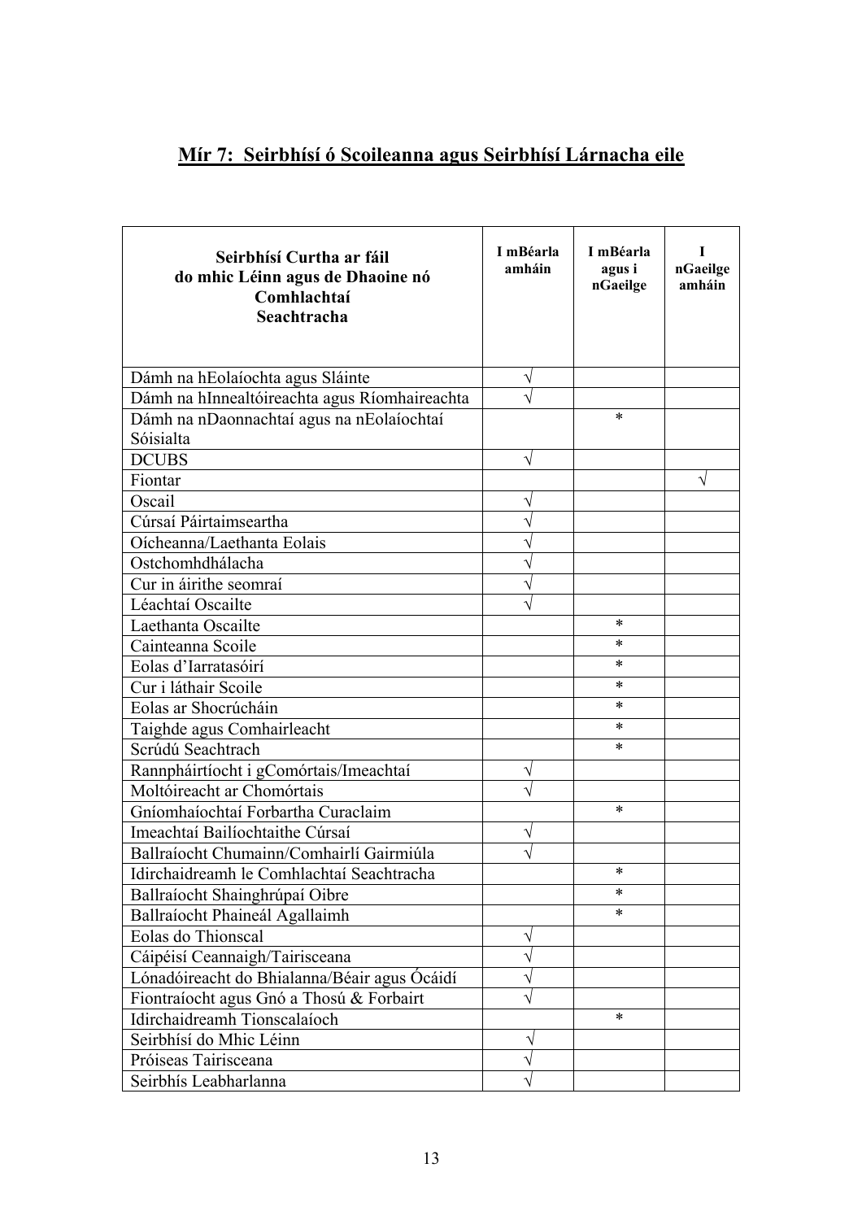## Mír 7: Seirbhísí ó Scoileanna agus Seirbhísí Lárnacha eile

| Seirbhísí Curtha ar fáil do mhic Léinn agus de Dhaoine nó Comhlachtaí Seachtracha | I mBéarla amháin | I mBéarla agus i nGaeilge | I nGaeilge amháin |
|---|---|---|---|
| Dámh na hEolaíochta agus Sláinte | √ | | |
| Dámh na hInnealtóireachta agus Ríomhaireachta | √ | | |
| Dámh na nDaonnachtaí agus na nEolaíochtaí Sóisialta | | * | |
| DCUBS | √ | | |
| Fiontar | | | √ |
| Oscail | √ | | |
| Cúrsaí Páirtaimseartha | √ | | |
| Oícheanna/Laethanta Eolais | √ | | |
| Ostchomhdhálacha | √ | | |
| Cur in áirithe seomraí | √ | | |
| Léachtaí Oscailte | √ | | |
| Laethanta Oscailte | | * | |
| Cainteanna Scoile | | * | |
| Eolas d'Iarratasóirí | | * | |
| Cur i láthair Scoile | | * | |
| Eolas ar Shocrúcháin | | * | |
| Taighde agus Comhairleacht | | * | |
| Scrúdú Seachtrach | | * | |
| Rannpháirtíocht i gComórtais/Imeachtaí | √ | | |
| Moltóireacht ar Chomórtais | √ | | |
| Gníomhaíochtaí Forbartha Curaclaim | | * | |
| Imeachtaí Bailíochtaithe Cúrsaí | √ | | |
| Ballraíocht Chumainn/Comhairlí Gairmiúla | √ | | |
| Idirchaidreamh le Comhlachtaí Seachtracha | | * | |
| Ballraíocht Shainghrúpaí Oibre | | * | |
| Ballraíocht Phaineál Agallaimh | | * | |
| Eolas do Thionscal | √ | | |
| Cáipéisí Ceannaigh/Tairisceana | √ | | |
| Lónadóireacht do Bhialanna/Béair agus Ócáidí | √ | | |
| Fiontraíocht agus Gnó a Thosú & Forbairt | √ | | |
| Idirchaidreamh Tionscalaíoch | | * | |
| Seirbhísí do Mhic Léinn | √ | | |
| Próiseas Tairisceana | √ | | |
| Seirbhís Leabharlanna | √ | | |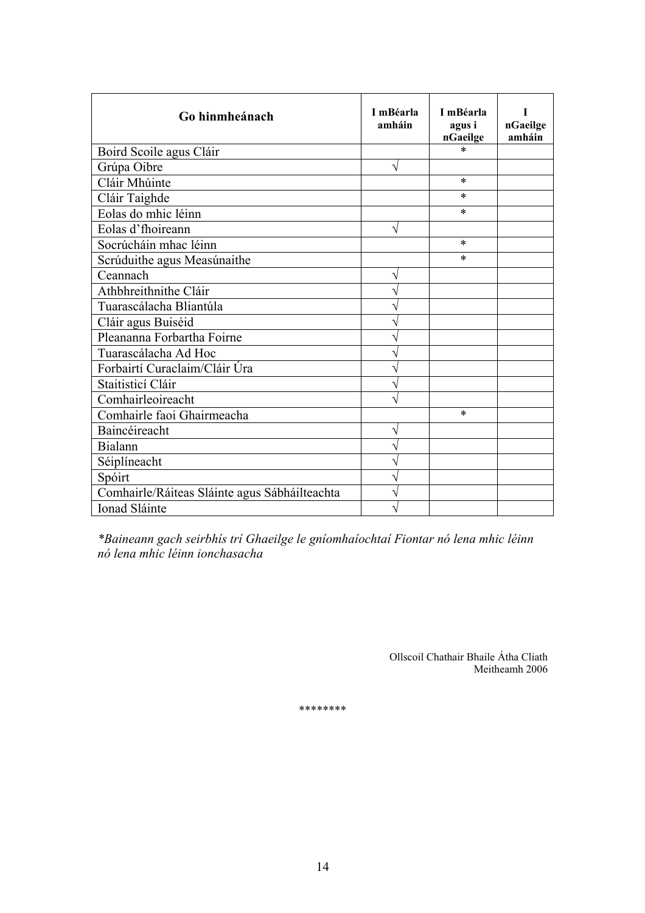| Go hinmheánach | I mBéarla amháin | I mBéarla agus i nGaeilge | I nGaeilge amháin |
|---|---|---|---|
| Boird Scoile agus Cláir | | * | |
| Grúpa Oibre | √ | | |
| Cláir Mhúinte | | * | |
| Cláir Taighde | | * | |
| Eolas do mhic léinn | | * | |
| Eolas d'fhoireann | √ | | |
| Socrúcháin mhac léinn | | * | |
| Scrúduithe agus Measúnaithe | | * | |
| Ceannach | √ | | |
| Athbhreithnithe Cláir | √ | | |
| Tuarascálacha Bliantúla | √ | | |
| Cláir agus Buiséid | √ | | |
| Pleananna Forbartha Foirne | √ | | |
| Tuarascálacha Ad Hoc | √ | | |
| Forbairtí Curaclaim/Cláir Úra | √ | | |
| Staitisticí Cláir | √ | | |
| Comhairleoireacht | √ | | |
| Comhairle faoi Ghairmeacha | | * | |
| Baincéireacht | √ | | |
| Bialann | √ | | |
| Séiplíneacht | √ | | |
| Spóirt | √ | | |
| Comhairle/Ráiteas Sláinte agus Sábháilteachta | √ | | |
| Ionad Sláinte | √ | | |

*\*Baineann gach seirbhís trí Ghaeilge le gníomhaíochtaí Fiontar nó lena mhic léinn nó lena mhic léinn ionchasacha*

Ollscoil Chathair Bhaile Átha Cliath
Meitheamh 2006

********